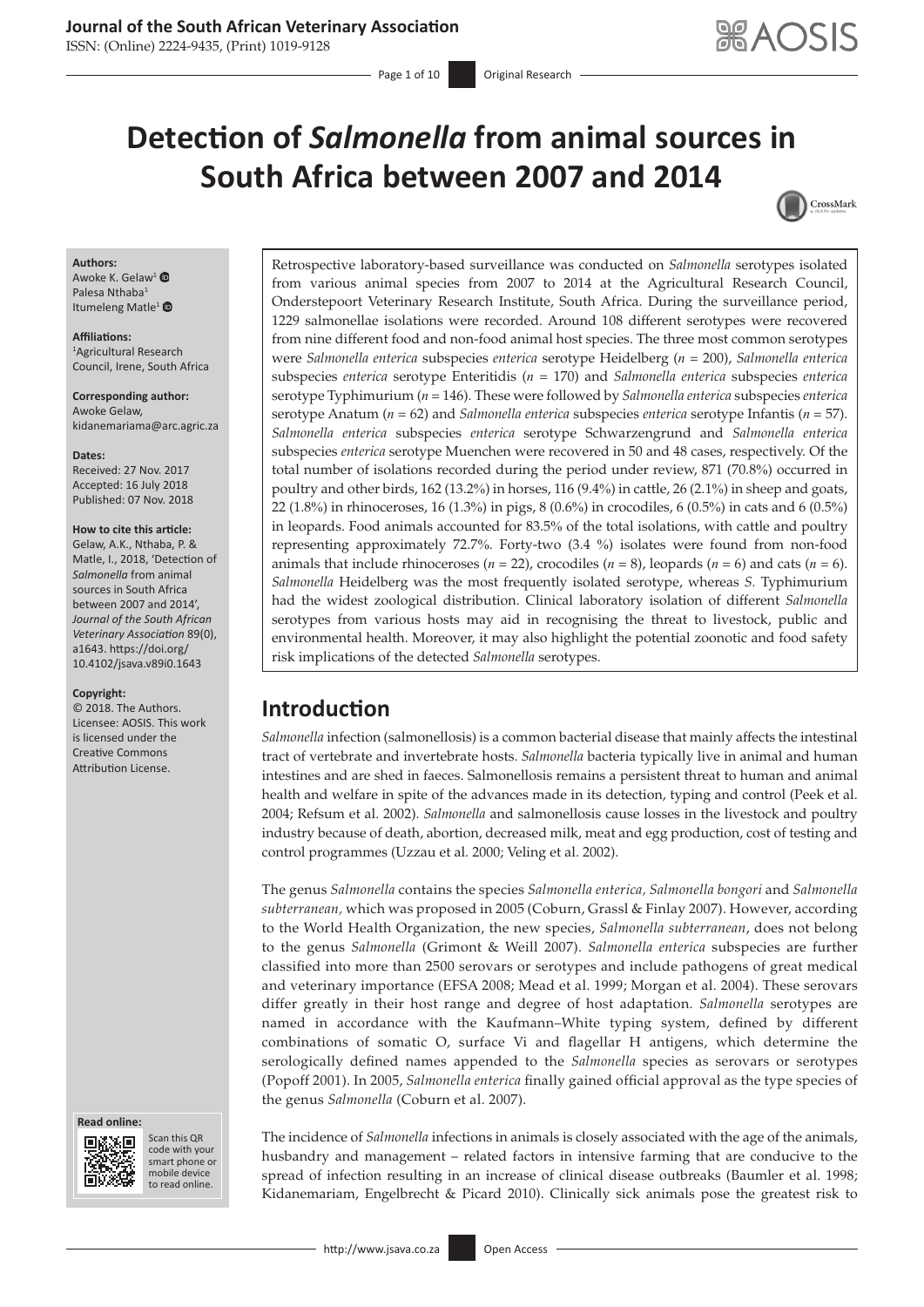# Detection of *Salmonella* from animal sources in South Africa between 2007 and 2014

**Authors:**
Awoke K. Gelaw[1]
Palesa Nthaba[1]
Itumeleng Matle[1]

**Affiliations:**
[1]Agricultural Research Council, Irene, South Africa

**Corresponding author:**
Awoke Gelaw,
kidanemariama@arc.agric.za

**Dates:**
Received: 27 Nov. 2017
Accepted: 16 July 2018
Published: 07 Nov. 2018

**How to cite this article:**
Gelaw, A.K., Nthaba, P. & Matle, I., 2018, 'Detection of *Salmonella* from animal sources in South Africa between 2007 and 2014', *Journal of the South African Veterinary Association* 89(0), a1643. https://doi.org/10.4102/jsava.v89i0.1643

**Copyright:**
© 2018. The Authors. Licensee: AOSIS. This work is licensed under the Creative Commons Attribution License.

Retrospective laboratory-based surveillance was conducted on *Salmonella* serotypes isolated from various animal species from 2007 to 2014 at the Agricultural Research Council, Onderstepoort Veterinary Research Institute, South Africa. During the surveillance period, 1229 salmonellae isolations were recorded. Around 108 different serotypes were recovered from nine different food and non-food animal host species. The three most common serotypes were *Salmonella enterica* subspecies *enterica* serotype Heidelberg ($n$ = 200), *Salmonella enterica* subspecies *enterica* serotype Enteritidis ($n$ = 170) and *Salmonella enterica* subspecies *enterica* serotype Typhimurium ($n$ = 146). These were followed by *Salmonella enterica* subspecies *enterica* serotype Anatum ($n$ = 62) and *Salmonella enterica* subspecies *enterica* serotype Infantis ($n$ = 57). *Salmonella enterica* subspecies *enterica* serotype Schwarzengrund and *Salmonella enterica* subspecies *enterica* serotype Muenchen were recovered in 50 and 48 cases, respectively. Of the total number of isolations recorded during the period under review, 871 (70.8%) occurred in poultry and other birds, 162 (13.2%) in horses, 116 (9.4%) in cattle, 26 (2.1%) in sheep and goats, 22 (1.8%) in rhinoceroses, 16 (1.3%) in pigs, 8 (0.6%) in crocodiles, 6 (0.5%) in cats and 6 (0.5%) in leopards. Food animals accounted for 83.5% of the total isolations, with cattle and poultry representing approximately 72.7%. Forty-two (3.4 %) isolates were found from non-food animals that include rhinoceroses ($n$ = 22), crocodiles ($n$ = 8), leopards ($n$ = 6) and cats ($n$ = 6). *Salmonella* Heidelberg was the most frequently isolated serotype, whereas *S.* Typhimurium had the widest zoological distribution. Clinical laboratory isolation of different *Salmonella* serotypes from various hosts may aid in recognising the threat to livestock, public and environmental health. Moreover, it may also highlight the potential zoonotic and food safety risk implications of the detected *Salmonella* serotypes.

## Introduction

*Salmonella* infection (salmonellosis) is a common bacterial disease that mainly affects the intestinal tract of vertebrate and invertebrate hosts. *Salmonella* bacteria typically live in animal and human intestines and are shed in faeces. Salmonellosis remains a persistent threat to human and animal health and welfare in spite of the advances made in its detection, typing and control (Peek et al. 2004; Refsum et al. 2002). *Salmonella* and salmonellosis cause losses in the livestock and poultry industry because of death, abortion, decreased milk, meat and egg production, cost of testing and control programmes (Uzzau et al. 2000; Veling et al. 2002).

The genus *Salmonella* contains the species *Salmonella enterica, Salmonella bongori* and *Salmonella subterranean,* which was proposed in 2005 (Coburn, Grassl & Finlay 2007). However, according to the World Health Organization, the new species, *Salmonella subterranean*, does not belong to the genus *Salmonella* (Grimont & Weill 2007). *Salmonella enterica* subspecies are further classified into more than 2500 serovars or serotypes and include pathogens of great medical and veterinary importance (EFSA 2008; Mead et al. 1999; Morgan et al. 2004). These serovars differ greatly in their host range and degree of host adaptation. *Salmonella* serotypes are named in accordance with the Kaufmann–White typing system, defined by different combinations of somatic O, surface Vi and flagellar H antigens, which determine the serologically defined names appended to the *Salmonella* species as serovars or serotypes (Popoff 2001). In 2005, *Salmonella enterica* finally gained official approval as the type species of the genus *Salmonella* (Coburn et al. 2007).

The incidence of *Salmonella* infections in animals is closely associated with the age of the animals, husbandry and management – related factors in intensive farming that are conducive to the spread of infection resulting in an increase of clinical disease outbreaks (Baumler et al. 1998; Kidanemariam, Engelbrecht & Picard 2010). Clinically sick animals pose the greatest risk to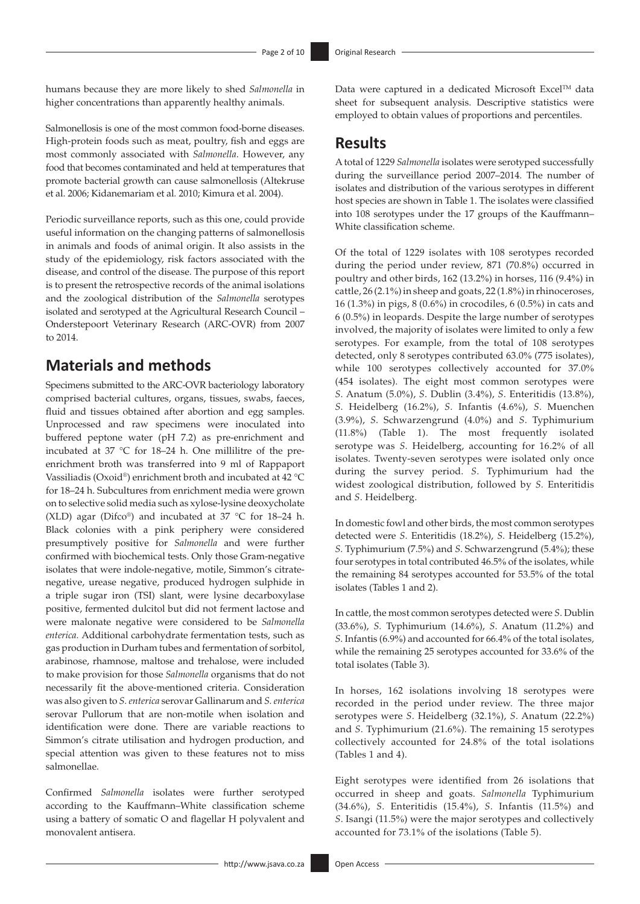humans because they are more likely to shed *Salmonella* in higher concentrations than apparently healthy animals.

Salmonellosis is one of the most common food-borne diseases. High-protein foods such as meat, poultry, fish and eggs are most commonly associated with *Salmonella*. However, any food that becomes contaminated and held at temperatures that promote bacterial growth can cause salmonellosis (Altekruse et al. 2006; Kidanemariam et al. 2010; Kimura et al. 2004).

Periodic surveillance reports, such as this one, could provide useful information on the changing patterns of salmonellosis in animals and foods of animal origin. It also assists in the study of the epidemiology, risk factors associated with the disease, and control of the disease. The purpose of this report is to present the retrospective records of the animal isolations and the zoological distribution of the *Salmonella* serotypes isolated and serotyped at the Agricultural Research Council – Onderstepoort Veterinary Research (ARC-OVR) from 2007 to 2014.

## Materials and methods

Specimens submitted to the ARC-OVR bacteriology laboratory comprised bacterial cultures, organs, tissues, swabs, faeces, fluid and tissues obtained after abortion and egg samples. Unprocessed and raw specimens were inoculated into buffered peptone water (pH 7.2) as pre-enrichment and incubated at 37 °C for 18–24 h. One millilitre of the pre-enrichment broth was transferred into 9 ml of Rappaport Vassiliadis (Oxoid®) enrichment broth and incubated at 42 °C for 18–24 h. Subcultures from enrichment media were grown on to selective solid media such as xylose-lysine deoxycholate (XLD) agar (Difco®) and incubated at 37 °C for 18–24 h. Black colonies with a pink periphery were considered presumptively positive for *Salmonella* and were further confirmed with biochemical tests. Only those Gram-negative isolates that were indole-negative, motile, Simmon's citrate-negative, urease negative, produced hydrogen sulphide in a triple sugar iron (TSI) slant, were lysine decarboxylase positive, fermented dulcitol but did not ferment lactose and were malonate negative were considered to be *Salmonella enterica*. Additional carbohydrate fermentation tests, such as gas production in Durham tubes and fermentation of sorbitol, arabinose, rhamnose, maltose and trehalose, were included to make provision for those *Salmonella* organisms that do not necessarily fit the above-mentioned criteria. Consideration was also given to *S. enterica* serovar Gallinarum and *S. enterica* serovar Pullorum that are non-motile when isolation and identification were done. There are variable reactions to Simmon's citrate utilisation and hydrogen production, and special attention was given to these features not to miss salmonellae.

Confirmed *Salmonella* isolates were further serotyped according to the Kauffmann–White classification scheme using a battery of somatic O and flagellar H polyvalent and monovalent antisera.

Data were captured in a dedicated Microsoft Excel™ data sheet for subsequent analysis. Descriptive statistics were employed to obtain values of proportions and percentiles.

## Results

A total of 1229 *Salmonella* isolates were serotyped successfully during the surveillance period 2007–2014. The number of isolates and distribution of the various serotypes in different host species are shown in Table 1. The isolates were classified into 108 serotypes under the 17 groups of the Kauffmann–White classification scheme.

Of the total of 1229 isolates with 108 serotypes recorded during the period under review, 871 (70.8%) occurred in poultry and other birds, 162 (13.2%) in horses, 116 (9.4%) in cattle, 26 (2.1%) in sheep and goats, 22 (1.8%) in rhinoceroses, 16 (1.3%) in pigs, 8 (0.6%) in crocodiles, 6 (0.5%) in cats and 6 (0.5%) in leopards. Despite the large number of serotypes involved, the majority of isolates were limited to only a few serotypes. For example, from the total of 108 serotypes detected, only 8 serotypes contributed 63.0% (775 isolates), while 100 serotypes collectively accounted for 37.0% (454 isolates). The eight most common serotypes were *S*. Anatum (5.0%), *S*. Dublin (3.4%), *S*. Enteritidis (13.8%), *S*. Heidelberg (16.2%), *S*. Infantis (4.6%), *S*. Muenchen (3.9%), *S*. Schwarzengrund (4.0%) and *S*. Typhimurium (11.8%) (Table 1). The most frequently isolated serotype was *S*. Heidelberg, accounting for 16.2% of all isolates. Twenty-seven serotypes were isolated only once during the survey period. *S*. Typhimurium had the widest zoological distribution, followed by *S*. Enteritidis and *S*. Heidelberg.

In domestic fowl and other birds, the most common serotypes detected were *S*. Enteritidis (18.2%), *S*. Heidelberg (15.2%), *S*. Typhimurium (7.5%) and *S*. Schwarzengrund (5.4%); these four serotypes in total contributed 46.5% of the isolates, while the remaining 84 serotypes accounted for 53.5% of the total isolates (Tables 1 and 2).

In cattle, the most common serotypes detected were *S*. Dublin (33.6%), *S*. Typhimurium (14.6%), *S*. Anatum (11.2%) and *S*. Infantis (6.9%) and accounted for 66.4% of the total isolates, while the remaining 25 serotypes accounted for 33.6% of the total isolates (Table 3).

In horses, 162 isolations involving 18 serotypes were recorded in the period under review. The three major serotypes were *S*. Heidelberg (32.1%), *S*. Anatum (22.2%) and *S*. Typhimurium (21.6%). The remaining 15 serotypes collectively accounted for 24.8% of the total isolations (Tables 1 and 4).

Eight serotypes were identified from 26 isolations that occurred in sheep and goats. *Salmonella* Typhimurium (34.6%), *S*. Enteritidis (15.4%), *S*. Infantis (11.5%) and *S*. Isangi (11.5%) were the major serotypes and collectively accounted for 73.1% of the isolations (Table 5).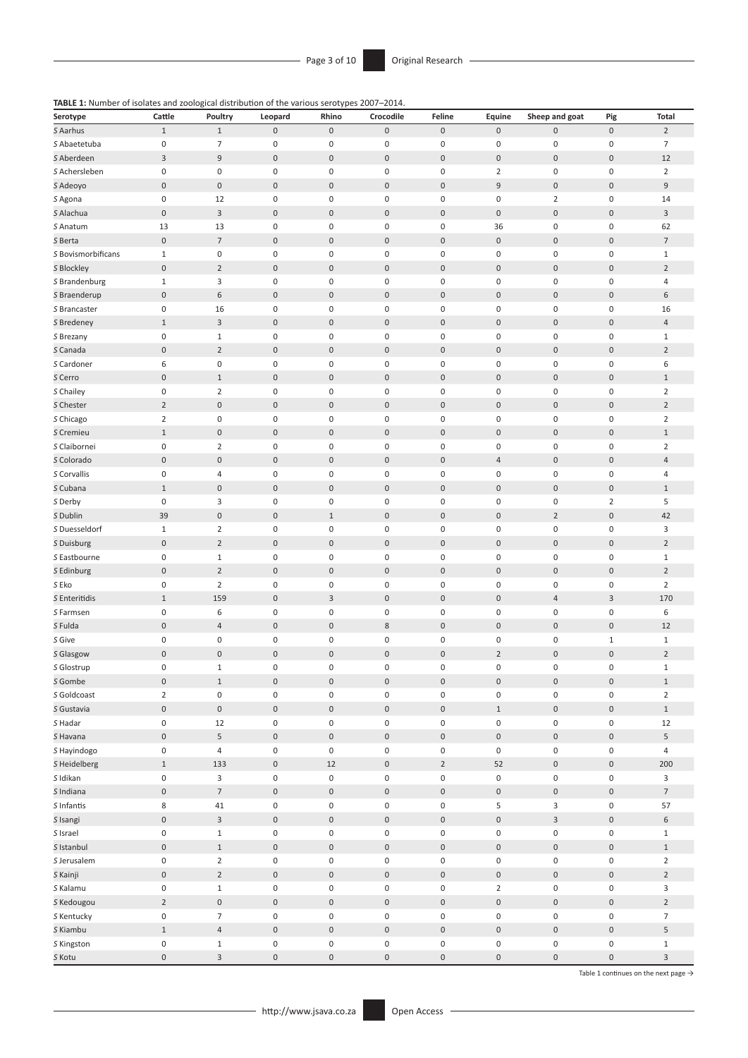**TABLE 1:** Number of isolates and zoological distribution of the various serotypes 2007–2014.

| Serotype | Cattle | Poultry | Leopard | Rhino | Crocodile | Feline | Equine | Sheep and goat | Pig | Total |
|---|---|---|---|---|---|---|---|---|---|---|
| *S* Aarhus | 1 | 1 | 0 | 0 | 0 | 0 | 0 | 0 | 0 | 2 |
| *S* Abaetetuba | 0 | 7 | 0 | 0 | 0 | 0 | 0 | 0 | 0 | 7 |
| *S* Aberdeen | 3 | 9 | 0 | 0 | 0 | 0 | 0 | 0 | 0 | 12 |
| *S* Achersleben | 0 | 0 | 0 | 0 | 0 | 0 | 2 | 0 | 0 | 2 |
| *S* Adeoyo | 0 | 0 | 0 | 0 | 0 | 0 | 9 | 0 | 0 | 9 |
| *S* Agona | 0 | 12 | 0 | 0 | 0 | 0 | 0 | 2 | 0 | 14 |
| *S* Alachua | 0 | 3 | 0 | 0 | 0 | 0 | 0 | 0 | 0 | 3 |
| *S* Anatum | 13 | 13 | 0 | 0 | 0 | 0 | 36 | 0 | 0 | 62 |
| *S* Berta | 0 | 7 | 0 | 0 | 0 | 0 | 0 | 0 | 0 | 7 |
| *S* Bovismorbificans | 1 | 0 | 0 | 0 | 0 | 0 | 0 | 0 | 0 | 1 |
| *S* Blockley | 0 | 2 | 0 | 0 | 0 | 0 | 0 | 0 | 0 | 2 |
| *S* Brandenburg | 1 | 3 | 0 | 0 | 0 | 0 | 0 | 0 | 0 | 4 |
| *S* Braenderup | 0 | 6 | 0 | 0 | 0 | 0 | 0 | 0 | 0 | 6 |
| *S* Brancaster | 0 | 16 | 0 | 0 | 0 | 0 | 0 | 0 | 0 | 16 |
| *S* Bredeney | 1 | 3 | 0 | 0 | 0 | 0 | 0 | 0 | 0 | 4 |
| *S* Brezany | 0 | 1 | 0 | 0 | 0 | 0 | 0 | 0 | 0 | 1 |
| *S* Canada | 0 | 2 | 0 | 0 | 0 | 0 | 0 | 0 | 0 | 2 |
| *S* Cardoner | 6 | 0 | 0 | 0 | 0 | 0 | 0 | 0 | 0 | 6 |
| *S* Cerro | 0 | 1 | 0 | 0 | 0 | 0 | 0 | 0 | 0 | 1 |
| *S* Chailey | 0 | 2 | 0 | 0 | 0 | 0 | 0 | 0 | 0 | 2 |
| *S* Chester | 2 | 0 | 0 | 0 | 0 | 0 | 0 | 0 | 0 | 2 |
| *S* Chicago | 2 | 0 | 0 | 0 | 0 | 0 | 0 | 0 | 0 | 2 |
| *S* Cremieu | 1 | 0 | 0 | 0 | 0 | 0 | 0 | 0 | 0 | 1 |
| *S* Claibornei | 0 | 2 | 0 | 0 | 0 | 0 | 0 | 0 | 0 | 2 |
| *S* Colorado | 0 | 0 | 0 | 0 | 0 | 0 | 4 | 0 | 0 | 4 |
| *S* Corvallis | 0 | 4 | 0 | 0 | 0 | 0 | 0 | 0 | 0 | 4 |
| *S* Cubana | 1 | 0 | 0 | 0 | 0 | 0 | 0 | 0 | 0 | 1 |
| *S* Derby | 0 | 3 | 0 | 0 | 0 | 0 | 0 | 0 | 2 | 5 |
| *S* Dublin | 39 | 0 | 0 | 1 | 0 | 0 | 0 | 2 | 0 | 42 |
| *S* Duesseldorf | 1 | 2 | 0 | 0 | 0 | 0 | 0 | 0 | 0 | 3 |
| *S* Duisburg | 0 | 2 | 0 | 0 | 0 | 0 | 0 | 0 | 0 | 2 |
| *S* Eastbourne | 0 | 1 | 0 | 0 | 0 | 0 | 0 | 0 | 0 | 1 |
| *S* Edinburg | 0 | 2 | 0 | 0 | 0 | 0 | 0 | 0 | 0 | 2 |
| *S* Eko | 0 | 2 | 0 | 0 | 0 | 0 | 0 | 0 | 0 | 2 |
| *S* Enteritidis | 1 | 159 | 0 | 3 | 0 | 0 | 0 | 4 | 3 | 170 |
| *S* Farmsen | 0 | 6 | 0 | 0 | 0 | 0 | 0 | 0 | 0 | 6 |
| *S* Fulda | 0 | 4 | 0 | 0 | 8 | 0 | 0 | 0 | 0 | 12 |
| *S* Give | 0 | 0 | 0 | 0 | 0 | 0 | 0 | 0 | 1 | 1 |
| *S* Glasgow | 0 | 0 | 0 | 0 | 0 | 0 | 2 | 0 | 0 | 2 |
| *S* Glostrup | 0 | 1 | 0 | 0 | 0 | 0 | 0 | 0 | 0 | 1 |
| *S* Gombe | 0 | 1 | 0 | 0 | 0 | 0 | 0 | 0 | 0 | 1 |
| *S* Goldcoast | 2 | 0 | 0 | 0 | 0 | 0 | 0 | 0 | 0 | 2 |
| *S* Gustavia | 0 | 0 | 0 | 0 | 0 | 0 | 1 | 0 | 0 | 1 |
| *S* Hadar | 0 | 12 | 0 | 0 | 0 | 0 | 0 | 0 | 0 | 12 |
| *S* Havana | 0 | 5 | 0 | 0 | 0 | 0 | 0 | 0 | 0 | 5 |
| *S* Hayindogo | 0 | 4 | 0 | 0 | 0 | 0 | 0 | 0 | 0 | 4 |
| *S* Heidelberg | 1 | 133 | 0 | 12 | 0 | 2 | 52 | 0 | 0 | 200 |
| *S* Idikan | 0 | 3 | 0 | 0 | 0 | 0 | 0 | 0 | 0 | 3 |
| *S* Indiana | 0 | 7 | 0 | 0 | 0 | 0 | 0 | 0 | 0 | 7 |
| *S* Infantis | 8 | 41 | 0 | 0 | 0 | 0 | 5 | 3 | 0 | 57 |
| *S* Isangi | 0 | 3 | 0 | 0 | 0 | 0 | 0 | 3 | 0 | 6 |
| *S* Israel | 0 | 1 | 0 | 0 | 0 | 0 | 0 | 0 | 0 | 1 |
| *S* Istanbul | 0 | 1 | 0 | 0 | 0 | 0 | 0 | 0 | 0 | 1 |
| *S* Jerusalem | 0 | 2 | 0 | 0 | 0 | 0 | 0 | 0 | 0 | 2 |
| *S* Kainji | 0 | 2 | 0 | 0 | 0 | 0 | 0 | 0 | 0 | 2 |
| *S* Kalamu | 0 | 1 | 0 | 0 | 0 | 0 | 2 | 0 | 0 | 3 |
| *S* Kedougou | 2 | 0 | 0 | 0 | 0 | 0 | 0 | 0 | 0 | 2 |
| *S* Kentucky | 0 | 7 | 0 | 0 | 0 | 0 | 0 | 0 | 0 | 7 |
| *S* Kiambu | 1 | 4 | 0 | 0 | 0 | 0 | 0 | 0 | 0 | 5 |
| *S* Kingston | 0 | 1 | 0 | 0 | 0 | 0 | 0 | 0 | 0 | 1 |
| *S* Kotu | 0 | 3 | 0 | 0 | 0 | 0 | 0 | 0 | 0 | 3 |

Table 1 continues on the next page →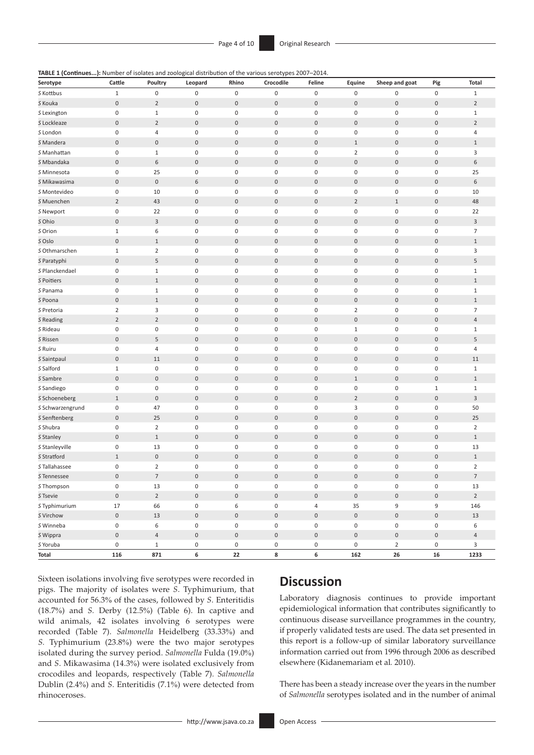**TABLE 1 (Continues...):** Number of isolates and zoological distribution of the various serotypes 2007–2014.

| Serotype | Cattle | Poultry | Leopard | Rhino | Crocodile | Feline | Equine | Sheep and goat | Pig | Total |
|---|---|---|---|---|---|---|---|---|---|---|
| *S* Kottbus | 1 | 0 | 0 | 0 | 0 | 0 | 0 | 0 | 0 | 1 |
| *S* Kouka | 0 | 2 | 0 | 0 | 0 | 0 | 0 | 0 | 0 | 2 |
| *S* Lexington | 0 | 1 | 0 | 0 | 0 | 0 | 0 | 0 | 0 | 1 |
| *S* Lockleaze | 0 | 2 | 0 | 0 | 0 | 0 | 0 | 0 | 0 | 2 |
| *S* London | 0 | 4 | 0 | 0 | 0 | 0 | 0 | 0 | 0 | 4 |
| *S* Mandera | 0 | 0 | 0 | 0 | 0 | 0 | 1 | 0 | 0 | 1 |
| *S* Manhattan | 0 | 1 | 0 | 0 | 0 | 0 | 2 | 0 | 0 | 3 |
| *S* Mbandaka | 0 | 6 | 0 | 0 | 0 | 0 | 0 | 0 | 0 | 6 |
| *S* Minnesota | 0 | 25 | 0 | 0 | 0 | 0 | 0 | 0 | 0 | 25 |
| *S* Mikawasima | 0 | 0 | 6 | 0 | 0 | 0 | 0 | 0 | 0 | 6 |
| *S* Montevideo | 0 | 10 | 0 | 0 | 0 | 0 | 0 | 0 | 0 | 10 |
| *S* Muenchen | 2 | 43 | 0 | 0 | 0 | 0 | 2 | 1 | 0 | 48 |
| *S* Newport | 0 | 22 | 0 | 0 | 0 | 0 | 0 | 0 | 0 | 22 |
| *S* Ohio | 0 | 3 | 0 | 0 | 0 | 0 | 0 | 0 | 0 | 3 |
| *S* Orion | 1 | 6 | 0 | 0 | 0 | 0 | 0 | 0 | 0 | 7 |
| *S* Oslo | 0 | 1 | 0 | 0 | 0 | 0 | 0 | 0 | 0 | 1 |
| *S* Othmarschen | 1 | 2 | 0 | 0 | 0 | 0 | 0 | 0 | 0 | 3 |
| *S* Paratyphi | 0 | 5 | 0 | 0 | 0 | 0 | 0 | 0 | 0 | 5 |
| *S* Planckendael | 0 | 1 | 0 | 0 | 0 | 0 | 0 | 0 | 0 | 1 |
| *S* Poitiers | 0 | 1 | 0 | 0 | 0 | 0 | 0 | 0 | 0 | 1 |
| *S* Panama | 0 | 1 | 0 | 0 | 0 | 0 | 0 | 0 | 0 | 1 |
| *S* Poona | 0 | 1 | 0 | 0 | 0 | 0 | 0 | 0 | 0 | 1 |
| *S* Pretoria | 2 | 3 | 0 | 0 | 0 | 0 | 2 | 0 | 0 | 7 |
| *S* Reading | 2 | 2 | 0 | 0 | 0 | 0 | 0 | 0 | 0 | 4 |
| *S* Rideau | 0 | 0 | 0 | 0 | 0 | 0 | 1 | 0 | 0 | 1 |
| *S* Rissen | 0 | 5 | 0 | 0 | 0 | 0 | 0 | 0 | 0 | 5 |
| *S* Ruiru | 0 | 4 | 0 | 0 | 0 | 0 | 0 | 0 | 0 | 4 |
| *S* Saintpaul | 0 | 11 | 0 | 0 | 0 | 0 | 0 | 0 | 0 | 11 |
| *S* Salford | 1 | 0 | 0 | 0 | 0 | 0 | 0 | 0 | 0 | 1 |
| *S* Sambre | 0 | 0 | 0 | 0 | 0 | 0 | 1 | 0 | 0 | 1 |
| *S* Sandiego | 0 | 0 | 0 | 0 | 0 | 0 | 0 | 0 | 1 | 1 |
| *S* Schoeneberg | 1 | 0 | 0 | 0 | 0 | 0 | 2 | 0 | 0 | 3 |
| *S* Schwarzengrund | 0 | 47 | 0 | 0 | 0 | 0 | 3 | 0 | 0 | 50 |
| *S* Senftenberg | 0 | 25 | 0 | 0 | 0 | 0 | 0 | 0 | 0 | 25 |
| *S* Shubra | 0 | 2 | 0 | 0 | 0 | 0 | 0 | 0 | 0 | 2 |
| *S* Stanley | 0 | 1 | 0 | 0 | 0 | 0 | 0 | 0 | 0 | 1 |
| *S* Stanleyville | 0 | 13 | 0 | 0 | 0 | 0 | 0 | 0 | 0 | 13 |
| *S* Stratford | 1 | 0 | 0 | 0 | 0 | 0 | 0 | 0 | 0 | 1 |
| *S* Tallahassee | 0 | 2 | 0 | 0 | 0 | 0 | 0 | 0 | 0 | 2 |
| *S* Tennessee | 0 | 7 | 0 | 0 | 0 | 0 | 0 | 0 | 0 | 7 |
| *S* Thompson | 0 | 13 | 0 | 0 | 0 | 0 | 0 | 0 | 0 | 13 |
| *S* Tsevie | 0 | 2 | 0 | 0 | 0 | 0 | 0 | 0 | 0 | 2 |
| *S* Typhimurium | 17 | 66 | 0 | 6 | 0 | 4 | 35 | 9 | 9 | 146 |
| *S* Virchow | 0 | 13 | 0 | 0 | 0 | 0 | 0 | 0 | 0 | 13 |
| *S* Winneba | 0 | 6 | 0 | 0 | 0 | 0 | 0 | 0 | 0 | 6 |
| *S* Wippra | 0 | 4 | 0 | 0 | 0 | 0 | 0 | 0 | 0 | 4 |
| *S* Yoruba | 0 | 1 | 0 | 0 | 0 | 0 | 0 | 2 | 0 | 3 |
| **Total** | **116** | **871** | **6** | **22** | **8** | **6** | **162** | **26** | **16** | **1233** |

Sixteen isolations involving five serotypes were recorded in pigs. The majority of isolates were *S*. Typhimurium, that accounted for 56.3% of the cases, followed by *S*. Enteritidis (18.7%) and *S*. Derby (12.5%) (Table 6). In captive and wild animals, 42 isolates involving 6 serotypes were recorded (Table 7). *Salmonella* Heidelberg (33.33%) and *S*. Typhimurium (23.8%) were the two major serotypes isolated during the survey period. *Salmonella* Fulda (19.0%) and *S*. Mikawasima (14.3%) were isolated exclusively from crocodiles and leopards, respectively (Table 7). *Salmonella* Dublin (2.4%) and *S*. Enteritidis (7.1%) were detected from rhinoceroses.

## Discussion

Laboratory diagnosis continues to provide important epidemiological information that contributes significantly to continuous disease surveillance programmes in the country, if properly validated tests are used. The data set presented in this report is a follow-up of similar laboratory surveillance information carried out from 1996 through 2006 as described elsewhere (Kidanemariam et al. 2010).

There has been a steady increase over the years in the number of *Salmonella* serotypes isolated and in the number of animal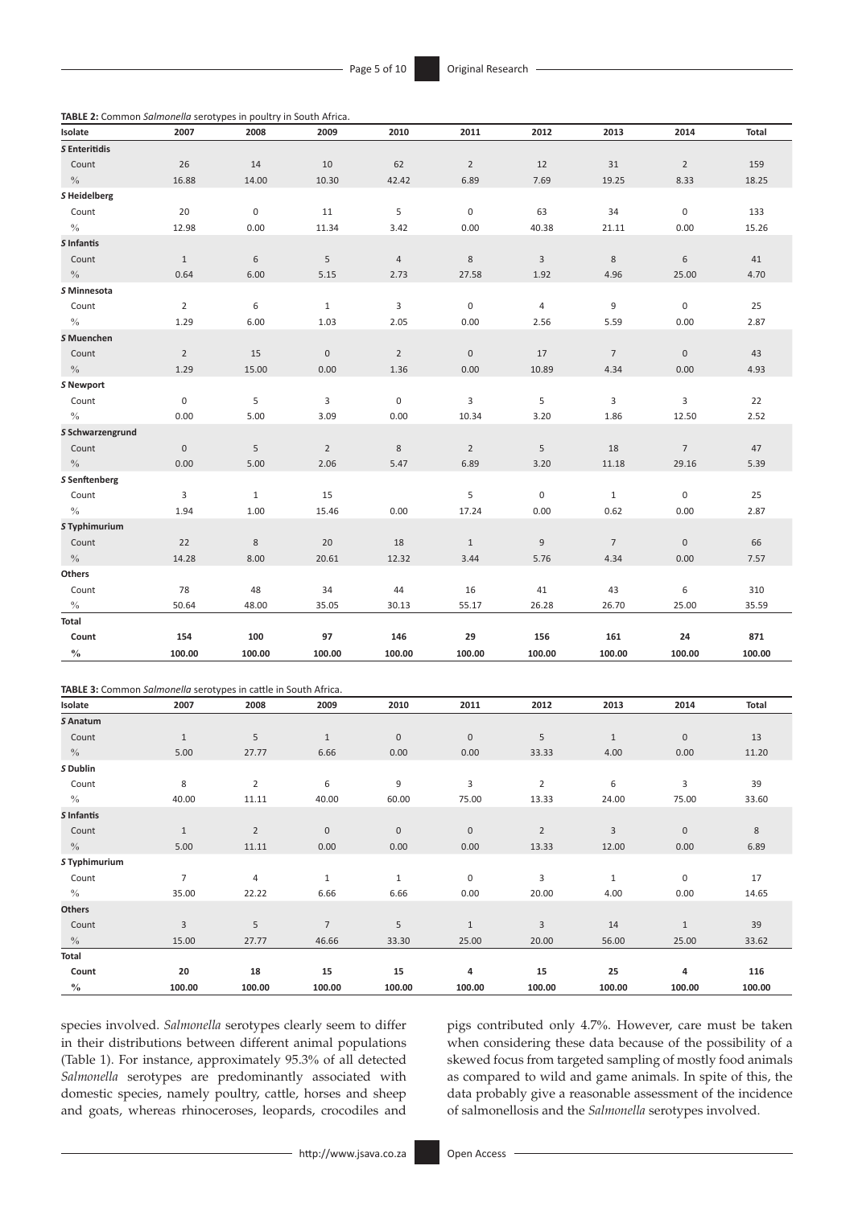**TABLE 2:** Common *Salmonella* serotypes in poultry in South Africa.

| Isolate | 2007 | 2008 | 2009 | 2010 | 2011 | 2012 | 2013 | 2014 | Total |
|---|---|---|---|---|---|---|---|---|---|
| ***S* Enteritidis** | | | | | | | | | |
| Count | 26 | 14 | 10 | 62 | 2 | 12 | 31 | 2 | 159 |
| % | 16.88 | 14.00 | 10.30 | 42.42 | 6.89 | 7.69 | 19.25 | 8.33 | 18.25 |
| ***S* Heidelberg** | | | | | | | | | |
| Count | 20 | 0 | 11 | 5 | 0 | 63 | 34 | 0 | 133 |
| % | 12.98 | 0.00 | 11.34 | 3.42 | 0.00 | 40.38 | 21.11 | 0.00 | 15.26 |
| ***S* Infantis** | | | | | | | | | |
| Count | 1 | 6 | 5 | 4 | 8 | 3 | 8 | 6 | 41 |
| % | 0.64 | 6.00 | 5.15 | 2.73 | 27.58 | 1.92 | 4.96 | 25.00 | 4.70 |
| ***S* Minnesota** | | | | | | | | | |
| Count | 2 | 6 | 1 | 3 | 0 | 4 | 9 | 0 | 25 |
| % | 1.29 | 6.00 | 1.03 | 2.05 | 0.00 | 2.56 | 5.59 | 0.00 | 2.87 |
| ***S* Muenchen** | | | | | | | | | |
| Count | 2 | 15 | 0 | 2 | 0 | 17 | 7 | 0 | 43 |
| % | 1.29 | 15.00 | 0.00 | 1.36 | 0.00 | 10.89 | 4.34 | 0.00 | 4.93 |
| ***S* Newport** | | | | | | | | | |
| Count | 0 | 5 | 3 | 0 | 3 | 5 | 3 | 3 | 22 |
| % | 0.00 | 5.00 | 3.09 | 0.00 | 10.34 | 3.20 | 1.86 | 12.50 | 2.52 |
| ***S* Schwarzengrund** | | | | | | | | | |
| Count | 0 | 5 | 2 | 8 | 2 | 5 | 18 | 7 | 47 |
| % | 0.00 | 5.00 | 2.06 | 5.47 | 6.89 | 3.20 | 11.18 | 29.16 | 5.39 |
| ***S* Senftenberg** | | | | | | | | | |
| Count | 3 | 1 | 15 | | 5 | 0 | 1 | 0 | 25 |
| % | 1.94 | 1.00 | 15.46 | 0.00 | 17.24 | 0.00 | 0.62 | 0.00 | 2.87 |
| ***S* Typhimurium** | | | | | | | | | |
| Count | 22 | 8 | 20 | 18 | 1 | 9 | 7 | 0 | 66 |
| % | 14.28 | 8.00 | 20.61 | 12.32 | 3.44 | 5.76 | 4.34 | 0.00 | 7.57 |
| **Others** | | | | | | | | | |
| Count | 78 | 48 | 34 | 44 | 16 | 41 | 43 | 6 | 310 |
| % | 50.64 | 48.00 | 35.05 | 30.13 | 55.17 | 26.28 | 26.70 | 25.00 | 35.59 |
| **Total** | | | | | | | | | |
| **Count** | **154** | **100** | **97** | **146** | **29** | **156** | **161** | **24** | **871** |
| **%** | **100.00** | **100.00** | **100.00** | **100.00** | **100.00** | **100.00** | **100.00** | **100.00** | **100.00** |

**TABLE 3:** Common *Salmonella* serotypes in cattle in South Africa.

| Isolate | 2007 | 2008 | 2009 | 2010 | 2011 | 2012 | 2013 | 2014 | Total |
|---|---|---|---|---|---|---|---|---|---|
| ***S* Anatum** | | | | | | | | | |
| Count | 1 | 5 | 1 | 0 | 0 | 5 | 1 | 0 | 13 |
| % | 5.00 | 27.77 | 6.66 | 0.00 | 0.00 | 33.33 | 4.00 | 0.00 | 11.20 |
| ***S* Dublin** | | | | | | | | | |
| Count | 8 | 2 | 6 | 9 | 3 | 2 | 6 | 3 | 39 |
| % | 40.00 | 11.11 | 40.00 | 60.00 | 75.00 | 13.33 | 24.00 | 75.00 | 33.60 |
| ***S* Infantis** | | | | | | | | | |
| Count | 1 | 2 | 0 | 0 | 0 | 2 | 3 | 0 | 8 |
| % | 5.00 | 11.11 | 0.00 | 0.00 | 0.00 | 13.33 | 12.00 | 0.00 | 6.89 |
| ***S* Typhimurium** | | | | | | | | | |
| Count | 7 | 4 | 1 | 1 | 0 | 3 | 1 | 0 | 17 |
| % | 35.00 | 22.22 | 6.66 | 6.66 | 0.00 | 20.00 | 4.00 | 0.00 | 14.65 |
| **Others** | | | | | | | | | |
| Count | 3 | 5 | 7 | 5 | 1 | 3 | 14 | 1 | 39 |
| % | 15.00 | 27.77 | 46.66 | 33.30 | 25.00 | 20.00 | 56.00 | 25.00 | 33.62 |
| **Total** | | | | | | | | | |
| **Count** | **20** | **18** | **15** | **15** | **4** | **15** | **25** | **4** | **116** |
| **%** | **100.00** | **100.00** | **100.00** | **100.00** | **100.00** | **100.00** | **100.00** | **100.00** | **100.00** |

species involved. *Salmonella* serotypes clearly seem to differ in their distributions between different animal populations (Table 1). For instance, approximately 95.3% of all detected *Salmonella* serotypes are predominantly associated with domestic species, namely poultry, cattle, horses and sheep and goats, whereas rhinoceroses, leopards, crocodiles and pigs contributed only 4.7%. However, care must be taken when considering these data because of the possibility of a skewed focus from targeted sampling of mostly food animals as compared to wild and game animals. In spite of this, the data probably give a reasonable assessment of the incidence of salmonellosis and the *Salmonella* serotypes involved.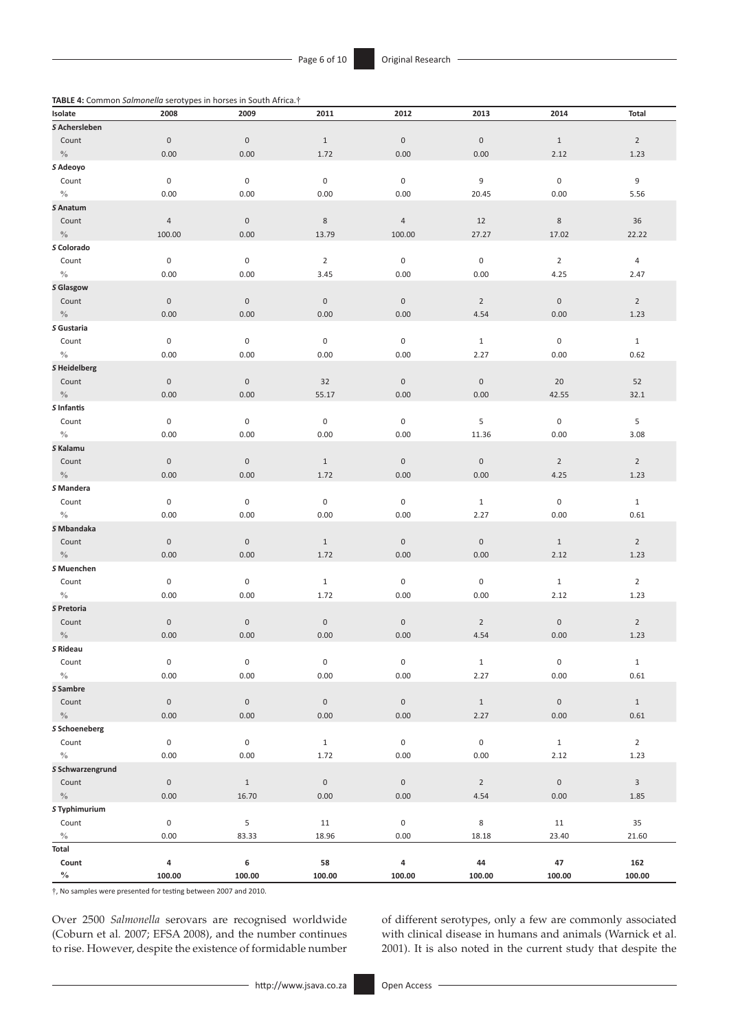**TABLE 4:** Common *Salmonella* serotypes in horses in South Africa.†

| Isolate | 2008 | 2009 | 2011 | 2012 | 2013 | 2014 | Total |
|---|---|---|---|---|---|---|---|
| ***S* Achersleben** | | | | | | | |
| Count | 0 | 0 | 1 | 0 | 0 | 1 | 2 |
| % | 0.00 | 0.00 | 1.72 | 0.00 | 0.00 | 2.12 | 1.23 |
| ***S* Adeoyo** | | | | | | | |
| Count | 0 | 0 | 0 | 0 | 9 | 0 | 9 |
| % | 0.00 | 0.00 | 0.00 | 0.00 | 20.45 | 0.00 | 5.56 |
| ***S* Anatum** | | | | | | | |
| Count | 4 | 0 | 8 | 4 | 12 | 8 | 36 |
| % | 100.00 | 0.00 | 13.79 | 100.00 | 27.27 | 17.02 | 22.22 |
| ***S* Colorado** | | | | | | | |
| Count | 0 | 0 | 2 | 0 | 0 | 2 | 4 |
| % | 0.00 | 0.00 | 3.45 | 0.00 | 0.00 | 4.25 | 2.47 |
| ***S* Glasgow** | | | | | | | |
| Count | 0 | 0 | 0 | 0 | 2 | 0 | 2 |
| % | 0.00 | 0.00 | 0.00 | 0.00 | 4.54 | 0.00 | 1.23 |
| ***S* Gustaria** | | | | | | | |
| Count | 0 | 0 | 0 | 0 | 1 | 0 | 1 |
| % | 0.00 | 0.00 | 0.00 | 0.00 | 2.27 | 0.00 | 0.62 |
| ***S* Heidelberg** | | | | | | | |
| Count | 0 | 0 | 32 | 0 | 0 | 20 | 52 |
| % | 0.00 | 0.00 | 55.17 | 0.00 | 0.00 | 42.55 | 32.1 |
| ***S* Infantis** | | | | | | | |
| Count | 0 | 0 | 0 | 0 | 5 | 0 | 5 |
| % | 0.00 | 0.00 | 0.00 | 0.00 | 11.36 | 0.00 | 3.08 |
| ***S* Kalamu** | | | | | | | |
| Count | 0 | 0 | 1 | 0 | 0 | 2 | 2 |
| % | 0.00 | 0.00 | 1.72 | 0.00 | 0.00 | 4.25 | 1.23 |
| ***S* Mandera** | | | | | | | |
| Count | 0 | 0 | 0 | 0 | 1 | 0 | 1 |
| % | 0.00 | 0.00 | 0.00 | 0.00 | 2.27 | 0.00 | 0.61 |
| ***S* Mbandaka** | | | | | | | |
| Count | 0 | 0 | 1 | 0 | 0 | 1 | 2 |
| % | 0.00 | 0.00 | 1.72 | 0.00 | 0.00 | 2.12 | 1.23 |
| ***S* Muenchen** | | | | | | | |
| Count | 0 | 0 | 1 | 0 | 0 | 1 | 2 |
| % | 0.00 | 0.00 | 1.72 | 0.00 | 0.00 | 2.12 | 1.23 |
| ***S* Pretoria** | | | | | | | |
| Count | 0 | 0 | 0 | 0 | 2 | 0 | 2 |
| % | 0.00 | 0.00 | 0.00 | 0.00 | 4.54 | 0.00 | 1.23 |
| ***S* Rideau** | | | | | | | |
| Count | 0 | 0 | 0 | 0 | 1 | 0 | 1 |
| % | 0.00 | 0.00 | 0.00 | 0.00 | 2.27 | 0.00 | 0.61 |
| ***S* Sambre** | | | | | | | |
| Count | 0 | 0 | 0 | 0 | 1 | 0 | 1 |
| % | 0.00 | 0.00 | 0.00 | 0.00 | 2.27 | 0.00 | 0.61 |
| ***S* Schoeneberg** | | | | | | | |
| Count | 0 | 0 | 1 | 0 | 0 | 1 | 2 |
| % | 0.00 | 0.00 | 1.72 | 0.00 | 0.00 | 2.12 | 1.23 |
| ***S* Schwarzengrund** | | | | | | | |
| Count | 0 | 1 | 0 | 0 | 2 | 0 | 3 |
| % | 0.00 | 16.70 | 0.00 | 0.00 | 4.54 | 0.00 | 1.85 |
| ***S* Typhimurium** | | | | | | | |
| Count | 0 | 5 | 11 | 0 | 8 | 11 | 35 |
| % | 0.00 | 83.33 | 18.96 | 0.00 | 18.18 | 23.40 | 21.60 |
| **Total** | | | | | | | |
| **Count** | **4** | **6** | **58** | **4** | **44** | **47** | **162** |
| **%** | **100.00** | **100.00** | **100.00** | **100.00** | **100.00** | **100.00** | **100.00** |

†, No samples were presented for testing between 2007 and 2010.

Over 2500 *Salmonella* serovars are recognised worldwide (Coburn et al. 2007; EFSA 2008), and the number continues to rise. However, despite the existence of formidable number of different serotypes, only a few are commonly associated with clinical disease in humans and animals (Warnick et al. 2001). It is also noted in the current study that despite the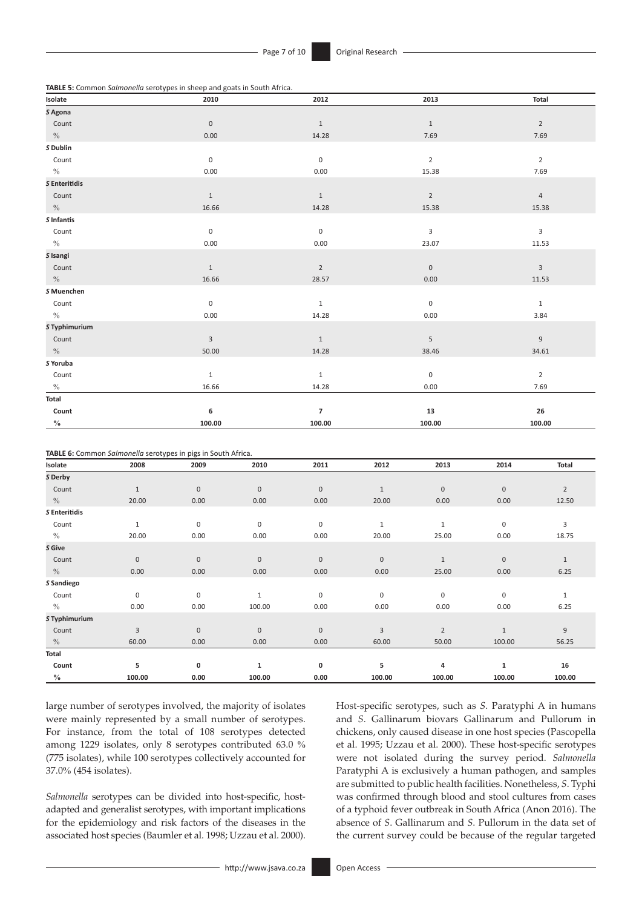**TABLE 5:** Common *Salmonella* serotypes in sheep and goats in South Africa.

| Isolate | 2010 | 2012 | 2013 | Total |
|---|---|---|---|---|
| ***S* Agona** | | | | |
| Count | 0 | 1 | 1 | 2 |
| % | 0.00 | 14.28 | 7.69 | 7.69 |
| ***S* Dublin** | | | | |
| Count | 0 | 0 | 2 | 2 |
| % | 0.00 | 0.00 | 15.38 | 7.69 |
| ***S* Enteritidis** | | | | |
| Count | 1 | 1 | 2 | 4 |
| % | 16.66 | 14.28 | 15.38 | 15.38 |
| ***S* Infantis** | | | | |
| Count | 0 | 0 | 3 | 3 |
| % | 0.00 | 0.00 | 23.07 | 11.53 |
| ***S* Isangi** | | | | |
| Count | 1 | 2 | 0 | 3 |
| % | 16.66 | 28.57 | 0.00 | 11.53 |
| ***S* Muenchen** | | | | |
| Count | 0 | 1 | 0 | 1 |
| % | 0.00 | 14.28 | 0.00 | 3.84 |
| ***S* Typhimurium** | | | | |
| Count | 3 | 1 | 5 | 9 |
| % | 50.00 | 14.28 | 38.46 | 34.61 |
| ***S* Yoruba** | | | | |
| Count | 1 | 1 | 0 | 2 |
| % | 16.66 | 14.28 | 0.00 | 7.69 |
| **Total** | | | | |
| **Count** | **6** | **7** | **13** | **26** |
| **%** | **100.00** | **100.00** | **100.00** | **100.00** |

**TABLE 6:** Common *Salmonella* serotypes in pigs in South Africa.

| Isolate | 2008 | 2009 | 2010 | 2011 | 2012 | 2013 | 2014 | Total |
|---|---|---|---|---|---|---|---|---|
| ***S* Derby** | | | | | | | | |
| Count | 1 | 0 | 0 | 0 | 1 | 0 | 0 | 2 |
| % | 20.00 | 0.00 | 0.00 | 0.00 | 20.00 | 0.00 | 0.00 | 12.50 |
| ***S* Enteritidis** | | | | | | | | |
| Count | 1 | 0 | 0 | 0 | 1 | 1 | 0 | 3 |
| % | 20.00 | 0.00 | 0.00 | 0.00 | 20.00 | 25.00 | 0.00 | 18.75 |
| ***S* Give** | | | | | | | | |
| Count | 0 | 0 | 0 | 0 | 0 | 1 | 0 | 1 |
| % | 0.00 | 0.00 | 0.00 | 0.00 | 0.00 | 25.00 | 0.00 | 6.25 |
| ***S* Sandiego** | | | | | | | | |
| Count | 0 | 0 | 1 | 0 | 0 | 0 | 0 | 1 |
| % | 0.00 | 0.00 | 100.00 | 0.00 | 0.00 | 0.00 | 0.00 | 6.25 |
| ***S* Typhimurium** | | | | | | | | |
| Count | 3 | 0 | 0 | 0 | 3 | 2 | 1 | 9 |
| % | 60.00 | 0.00 | 0.00 | 0.00 | 60.00 | 50.00 | 100.00 | 56.25 |
| **Total** | | | | | | | | |
| **Count** | **5** | **0** | **1** | **0** | **5** | **4** | **1** | **16** |
| **%** | **100.00** | **0.00** | **100.00** | **0.00** | **100.00** | **100.00** | **100.00** | **100.00** |

large number of serotypes involved, the majority of isolates were mainly represented by a small number of serotypes. For instance, from the total of 108 serotypes detected among 1229 isolates, only 8 serotypes contributed 63.0 % (775 isolates), while 100 serotypes collectively accounted for 37.0% (454 isolates).

*Salmonella* serotypes can be divided into host-specific, host-adapted and generalist serotypes, with important implications for the epidemiology and risk factors of the diseases in the associated host species (Baumler et al. 1998; Uzzau et al. 2000). Host-specific serotypes, such as *S*. Paratyphi A in humans and *S*. Gallinarum biovars Gallinarum and Pullorum in chickens, only caused disease in one host species (Pascopella et al. 1995; Uzzau et al. 2000). These host-specific serotypes were not isolated during the survey period. *Salmonella* Paratyphi A is exclusively a human pathogen, and samples are submitted to public health facilities. Nonetheless, *S*. Typhi was confirmed through blood and stool cultures from cases of a typhoid fever outbreak in South Africa (Anon 2016). The absence of *S*. Gallinarum and *S*. Pullorum in the data set of the current survey could be because of the regular targeted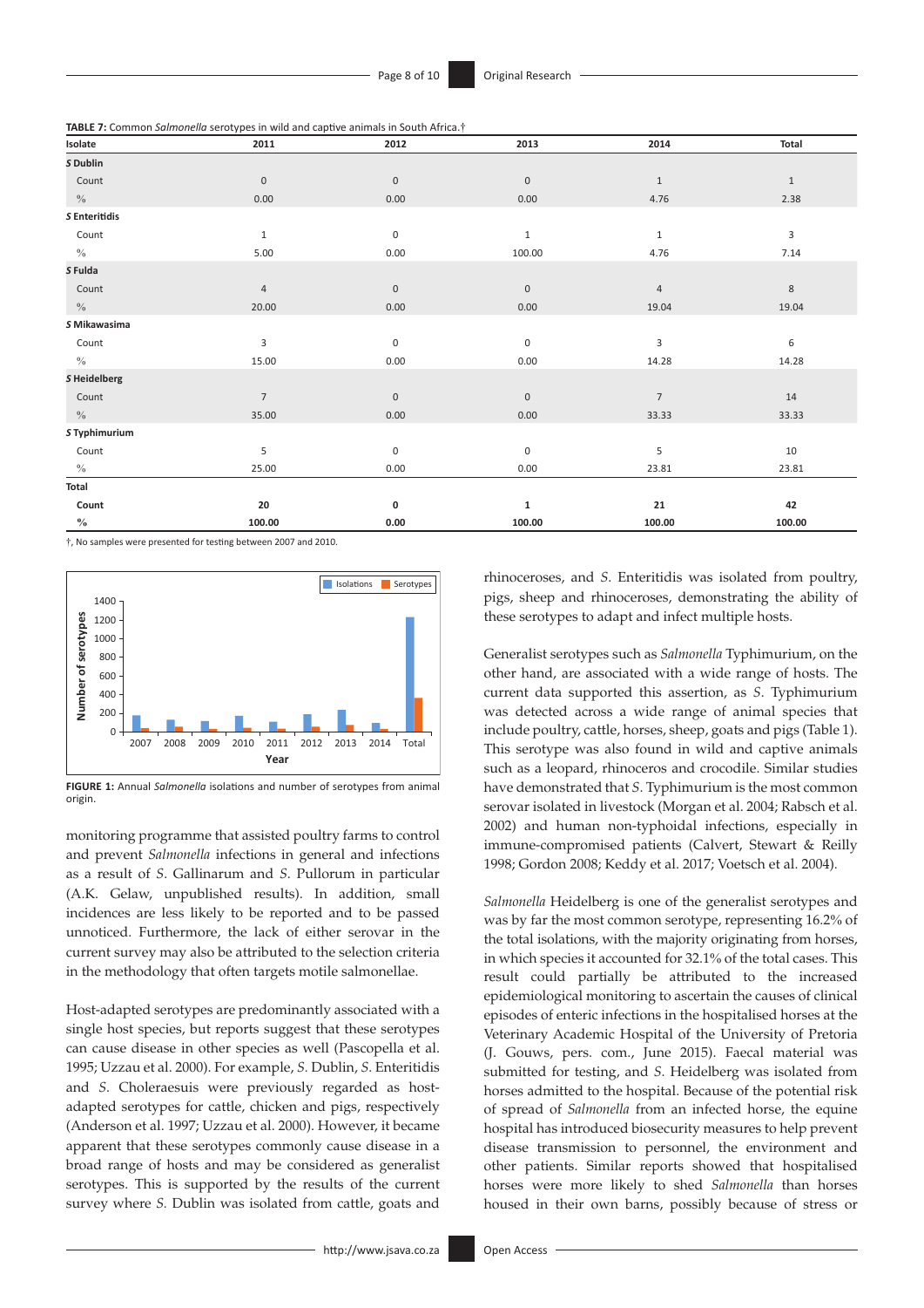**TABLE 7:** Common *Salmonella* serotypes in wild and captive animals in South Africa.†

| Isolate | 2011 | 2012 | 2013 | 2014 | Total |
|---|---|---|---|---|---|
| ***S* Dublin** | | | | | |
| Count | 0 | 0 | 0 | 1 | 1 |
| % | 0.00 | 0.00 | 0.00 | 4.76 | 2.38 |
| ***S* Enteritidis** | | | | | |
| Count | 1 | 0 | 1 | 1 | 3 |
| % | 5.00 | 0.00 | 100.00 | 4.76 | 7.14 |
| ***S* Fulda** | | | | | |
| Count | 4 | 0 | 0 | 4 | 8 |
| % | 20.00 | 0.00 | 0.00 | 19.04 | 19.04 |
| ***S* Mikawasima** | | | | | |
| Count | 3 | 0 | 0 | 3 | 6 |
| % | 15.00 | 0.00 | 0.00 | 14.28 | 14.28 |
| ***S* Heidelberg** | | | | | |
| Count | 7 | 0 | 0 | 7 | 14 |
| % | 35.00 | 0.00 | 0.00 | 33.33 | 33.33 |
| ***S* Typhimurium** | | | | | |
| Count | 5 | 0 | 0 | 5 | 10 |
| % | 25.00 | 0.00 | 0.00 | 23.81 | 23.81 |
| **Total** | | | | | |
| **Count** | **20** | **0** | **1** | **21** | **42** |
| **%** | **100.00** | **0.00** | **100.00** | **100.00** | **100.00** |

†, No samples were presented for testing between 2007 and 2010.

**FIGURE 1:** Annual *Salmonella* isolations and number of serotypes from animal origin.

monitoring programme that assisted poultry farms to control and prevent *Salmonella* infections in general and infections as a result of *S.* Gallinarum and *S.* Pullorum in particular (A.K. Gelaw, unpublished results). In addition, small incidences are less likely to be reported and to be passed unnoticed. Furthermore, the lack of either serovar in the current survey may also be attributed to the selection criteria in the methodology that often targets motile salmonellae.

Host-adapted serotypes are predominantly associated with a single host species, but reports suggest that these serotypes can cause disease in other species as well (Pascopella et al. 1995; Uzzau et al. 2000). For example, *S.* Dublin, *S.* Enteritidis and *S.* Choleraesuis were previously regarded as host-adapted serotypes for cattle, chicken and pigs, respectively (Anderson et al. 1997; Uzzau et al. 2000). However, it became apparent that these serotypes commonly cause disease in a broad range of hosts and may be considered as generalist serotypes. This is supported by the results of the current survey where *S.* Dublin was isolated from cattle, goats and rhinoceroses, and *S.* Enteritidis was isolated from poultry, pigs, sheep and rhinoceroses, demonstrating the ability of these serotypes to adapt and infect multiple hosts.

Generalist serotypes such as *Salmonella* Typhimurium, on the other hand, are associated with a wide range of hosts. The current data supported this assertion, as *S.* Typhimurium was detected across a wide range of animal species that include poultry, cattle, horses, sheep, goats and pigs (Table 1). This serotype was also found in wild and captive animals such as a leopard, rhinoceros and crocodile. Similar studies have demonstrated that *S.* Typhimurium is the most common serovar isolated in livestock (Morgan et al. 2004; Rabsch et al. 2002) and human non-typhoidal infections, especially in immune-compromised patients (Calvert, Stewart & Reilly 1998; Gordon 2008; Keddy et al. 2017; Voetsch et al. 2004).

*Salmonella* Heidelberg is one of the generalist serotypes and was by far the most common serotype, representing 16.2% of the total isolations, with the majority originating from horses, in which species it accounted for 32.1% of the total cases. This result could partially be attributed to the increased epidemiological monitoring to ascertain the causes of clinical episodes of enteric infections in the hospitalised horses at the Veterinary Academic Hospital of the University of Pretoria (J. Gouws, pers. com., June 2015). Faecal material was submitted for testing, and *S.* Heidelberg was isolated from horses admitted to the hospital. Because of the potential risk of spread of *Salmonella* from an infected horse, the equine hospital has introduced biosecurity measures to help prevent disease transmission to personnel, the environment and other patients. Similar reports showed that hospitalised horses were more likely to shed *Salmonella* than horses housed in their own barns, possibly because of stress or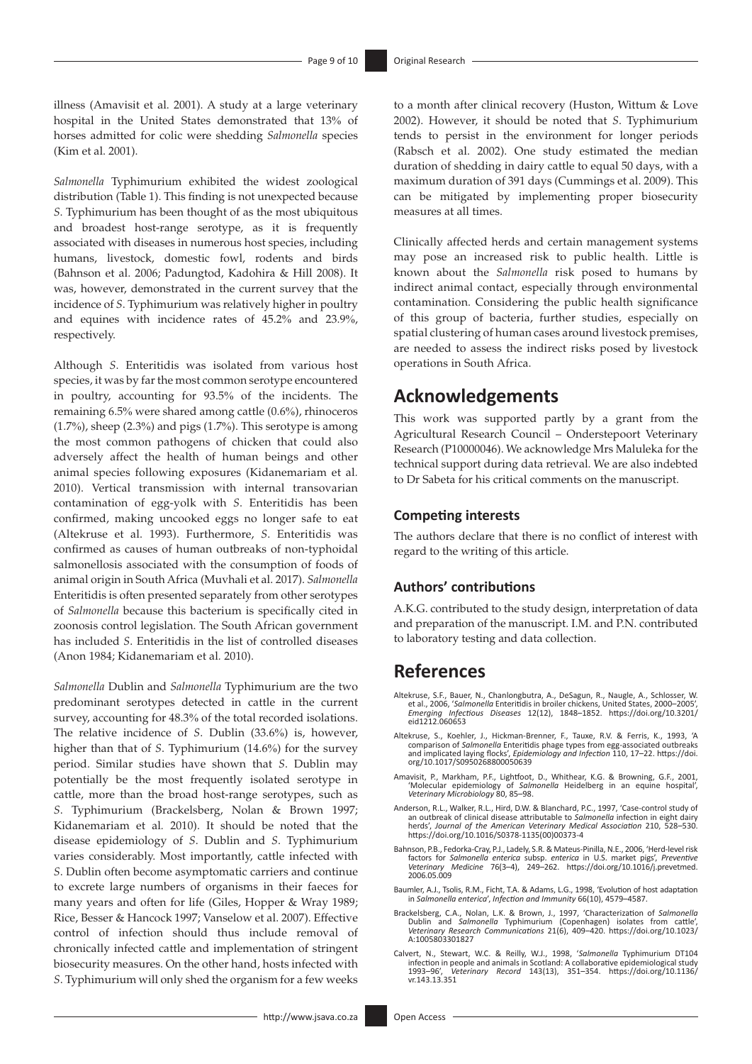illness (Amavisit et al. 2001). A study at a large veterinary hospital in the United States demonstrated that 13% of horses admitted for colic were shedding *Salmonella* species (Kim et al. 2001).

*Salmonella* Typhimurium exhibited the widest zoological distribution (Table 1). This finding is not unexpected because *S*. Typhimurium has been thought of as the most ubiquitous and broadest host-range serotype, as it is frequently associated with diseases in numerous host species, including humans, livestock, domestic fowl, rodents and birds (Bahnson et al. 2006; Padungtod, Kadohira & Hill 2008). It was, however, demonstrated in the current survey that the incidence of *S*. Typhimurium was relatively higher in poultry and equines with incidence rates of 45.2% and 23.9%, respectively.

Although *S*. Enteritidis was isolated from various host species, it was by far the most common serotype encountered in poultry, accounting for 93.5% of the incidents. The remaining 6.5% were shared among cattle (0.6%), rhinoceros (1.7%), sheep (2.3%) and pigs (1.7%). This serotype is among the most common pathogens of chicken that could also adversely affect the health of human beings and other animal species following exposures (Kidanemariam et al. 2010). Vertical transmission with internal transovarian contamination of egg-yolk with *S*. Enteritidis has been confirmed, making uncooked eggs no longer safe to eat (Altekruse et al. 1993). Furthermore, *S*. Enteritidis was confirmed as causes of human outbreaks of non-typhoidal salmonellosis associated with the consumption of foods of animal origin in South Africa (Muvhali et al. 2017). *Salmonella* Enteritidis is often presented separately from other serotypes of *Salmonella* because this bacterium is specifically cited in zoonosis control legislation. The South African government has included *S*. Enteritidis in the list of controlled diseases (Anon 1984; Kidanemariam et al. 2010).

*Salmonella* Dublin and *Salmonella* Typhimurium are the two predominant serotypes detected in cattle in the current survey, accounting for 48.3% of the total recorded isolations. The relative incidence of *S*. Dublin (33.6%) is, however, higher than that of *S*. Typhimurium (14.6%) for the survey period. Similar studies have shown that *S*. Dublin may potentially be the most frequently isolated serotype in cattle, more than the broad host-range serotypes, such as *S*. Typhimurium (Brackelsberg, Nolan & Brown 1997; Kidanemariam et al. 2010). It should be noted that the disease epidemiology of *S*. Dublin and *S*. Typhimurium varies considerably. Most importantly, cattle infected with *S*. Dublin often become asymptomatic carriers and continue to excrete large numbers of organisms in their faeces for many years and often for life (Giles, Hopper & Wray 1989; Rice, Besser & Hancock 1997; Vanselow et al. 2007). Effective control of infection should thus include removal of chronically infected cattle and implementation of stringent biosecurity measures. On the other hand, hosts infected with *S*. Typhimurium will only shed the organism for a few weeks to a month after clinical recovery (Huston, Wittum & Love 2002). However, it should be noted that *S*. Typhimurium tends to persist in the environment for longer periods (Rabsch et al. 2002). One study estimated the median duration of shedding in dairy cattle to equal 50 days, with a maximum duration of 391 days (Cummings et al. 2009). This can be mitigated by implementing proper biosecurity measures at all times.

Clinically affected herds and certain management systems may pose an increased risk to public health. Little is known about the *Salmonella* risk posed to humans by indirect animal contact, especially through environmental contamination. Considering the public health significance of this group of bacteria, further studies, especially on spatial clustering of human cases around livestock premises, are needed to assess the indirect risks posed by livestock operations in South Africa.

## Acknowledgements

This work was supported partly by a grant from the Agricultural Research Council – Onderstepoort Veterinary Research (P10000046). We acknowledge Mrs Maluleka for the technical support during data retrieval. We are also indebted to Dr Sabeta for his critical comments on the manuscript.

### Competing interests

The authors declare that there is no conflict of interest with regard to the writing of this article.

### Authors' contributions

A.K.G. contributed to the study design, interpretation of data and preparation of the manuscript. I.M. and P.N. contributed to laboratory testing and data collection.

## References

Altekruse, S.F., Bauer, N., Chanlongbutra, A., DeSagun, R., Naugle, A., Schlosser, W. et al., 2006, '*Salmonella* Enteritidis in broiler chickens, United States, 2000–2005', *Emerging Infectious Diseases* 12(12), 1848–1852. https://doi.org/10.3201/eid1212.060653

Altekruse, S., Koehler, J., Hickman-Brenner, F., Tauxe, R.V. & Ferris, K., 1993, 'A comparison of *Salmonella* Enteritidis phage types from egg-associated outbreaks and implicated laying flocks', *Epidemiology and Infection* 110, 17–22. https://doi.org/10.1017/S0950268800050639

Amavisit, P., Markham, P.F., Lightfoot, D., Whithear, K.G. & Browning, G.F., 2001, 'Molecular epidemiology of *Salmonella* Heidelberg in an equine hospital', *Veterinary Microbiology* 80, 85–98.

Anderson, R.J., Walker, R.L., Hird, D.W. & Blanchard, P.C., 1997, 'Case-control study of an outbreak of clinical disease attributable to *Salmonella* infection in eight dairy herds', *Journal of the American Veterinary Medical Association* 210, 528–530. https://doi.org/10.1016/S0378-1135(00)00373-4

Bahnson, P.B., Fedorka-Cray, P.J., Ladely, S.R. & Mateus-Pinilla, N.E., 2006, 'Herd-level risk factors for *Salmonella enterica* subsp. *enterica* in U.S. market pigs', *Preventive Veterinary Medicine* 76(3–4), 249–262. https://doi.org/10.1016/j.prevetmed.2006.05.009

Baumler, A.J., Tsolis, R.M., Ficht, T.A. & Adams, L.G., 1998, 'Evolution of host adaptation in *Salmonella enterica*', *Infection and Immunity* 66(10), 4579–4587.

Brackelsberg, C.A., Nolan, L.K. & Brown, J., 1997, 'Characterization of *Salmonella* Dublin and *Salmonella* Typhimurium (Copenhagen) isolates from cattle', *Veterinary Research Communications* 21(6), 409–420. https://doi.org/10.1023/A:1005803301827

Calvert, N., Stewart, W.C. & Reilly, W.J., 1998, '*Salmonella* Typhimurium DT104 infection in people and animals in Scotland: A collaborative epidemiological study 1993–96', *Veterinary Record* 143(13), 351–354. https://doi.org/10.1136/vr.143.13.351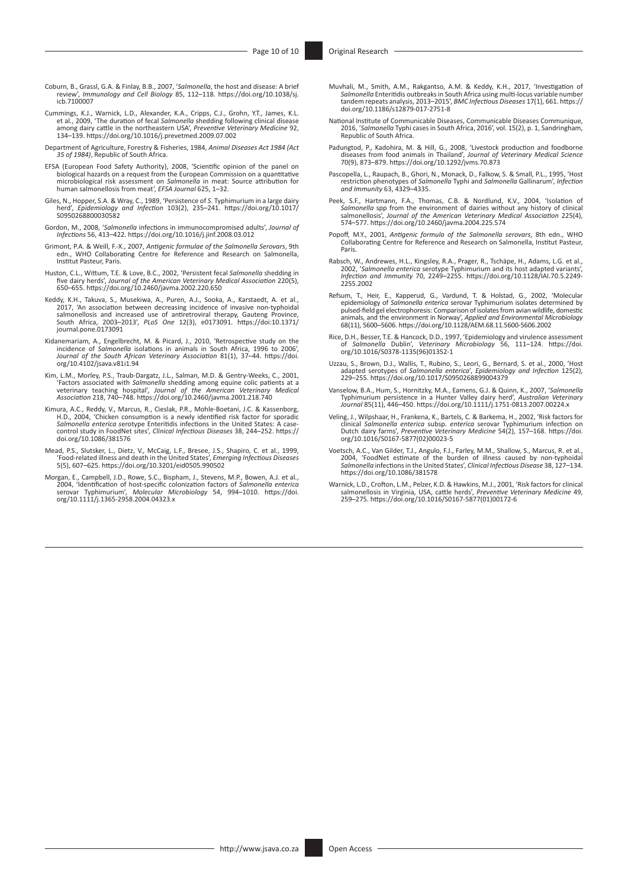Coburn, B., Grassl, G.A. & Finlay, B.B., 2007, '*Salmonella*, the host and disease: A brief review', *Immunology and Cell Biology* 85, 112–118. https://doi.org/10.1038/sj.icb.7100007

Cummings, K.J., Warnick, L.D., Alexander, K.A., Cripps, C.J., Grohn, Y.T., James, K.L. et al., 2009, 'The duration of fecal *Salmonella* shedding following clinical disease among dairy cattle in the northeastern USA', *Preventive Veterinary Medicine* 92, 134–139. https://doi.org/10.1016/j.prevetmed.2009.07.002

Department of Agriculture, Forestry & Fisheries, 1984, *Animal Diseases Act 1984 (Act 35 of 1984)*, Republic of South Africa.

EFSA (European Food Safety Authority), 2008, 'Scientific opinion of the panel on biological hazards on a request from the European Commission on a quantitative microbiological risk assessment on *Salmonella* in meat: Source attribution for human salmonellosis from meat', *EFSA Journal* 625, 1–32.

Giles, N., Hopper, S.A. & Wray, C., 1989, 'Persistence of *S.* Typhimurium in a large dairy herd', *Epidemiology and Infection* 103(2), 235–241. https://doi.org/10.1017/S0950268800030582

Gordon, M., 2008, '*Salmonella* infections in immunocompromised adults', *Journal of Infections* 56, 413–422. https://doi.org/10.1016/j.jinf.2008.03.012

Grimont, P.A. & Weill, F.-X., 2007, *Antigenic formulae of the Salmonella Serovars*, 9th edn., WHO Collaborating Centre for Reference and Research on Salmonella, Institut Pasteur, Paris.

Huston, C.L., Wittum, T.E. & Love, B.C., 2002, 'Persistent fecal *Salmonella* shedding in five dairy herds', *Journal of the American Veterinary Medical Association* 220(5), 650–655. https://doi.org/10.2460/javma.2002.220.650

Keddy, K.H., Takuva, S., Musekiwa, A., Puren, A.J., Sooka, A., Karstaedt, A. et al., 2017, 'An association between decreasing incidence of invasive non-typhoidal salmonellosis and increased use of antiretroviral therapy, Gauteng Province, South Africa, 2003–2013', *PLoS One* 12(3), e0173091. https://doi:10.1371/journal.pone.0173091

Kidanemariam, A., Engelbrecht, M. & Picard, J., 2010, 'Retrospective study on the incidence of *Salmonella* isolations in animals in South Africa, 1996 to 2006', *Journal of the South African Veterinary Association* 81(1), 37–44. https://doi.org/10.4102/jsava.v81i1.94

Kim, L.M., Morley, P.S., Traub-Dargatz, J.L., Salman, M.D. & Gentry-Weeks, C., 2001, 'Factors associated with *Salmonella* shedding among equine colic patients at a veterinary teaching hospital', *Journal of the American Veterinary Medical Association* 218, 740–748. https://doi.org/10.2460/javma.2001.218.740

Kimura, A.C., Reddy, V., Marcus, R., Cieslak, P.R., Mohle-Boetani, J.C. & Kassenborg, H.D., 2004, 'Chicken consumption is a newly identified risk factor for sporadic *Salmonella enterica* serotype Enteritidis infections in the United States: A case-control study in FoodNet sites', *Clinical Infectious Diseases* 38, 244–252. https://doi.org/10.1086/381576

Mead, P.S., Slutsker, L., Dietz, V., McCaig, L.F., Bresee, J.S., Shapiro, C. et al., 1999, 'Food-related illness and death in the United States', *Emerging Infectious Diseases* 5(5), 607–625. https://doi.org/10.3201/eid0505.990502

Morgan, E., Campbell, J.D., Rowe, S.C., Bispham, J., Stevens, M.P., Bowen, A.J. et al., 2004, 'Identification of host-specific colonization factors of *Salmonella enterica* serovar Typhimurium', *Molecular Microbiology* 54, 994–1010. https://doi.org/10.1111/j.1365-2958.2004.04323.x

Muvhali, M., Smith, A.M., Rakgantso, A.M. & Keddy, K.H., 2017, 'Investigation of *Salmonella* Enteritidis outbreaks in South Africa using multi-locus variable number tandem repeats analysis, 2013–2015', *BMC Infectious Diseases* 17(1), 661. https://doi.org/10.1186/s12879-017-2751-8

National Institute of Communicable Diseases, Communicable Diseases Communique, 2016, '*Salmonella* Typhi cases in South Africa, 2016', vol. 15(2), p. 1, Sandringham, Republic of South Africa.

Padungtod, P., Kadohira, M. & Hill, G., 2008, 'Livestock production and foodborne diseases from food animals in Thailand', *Journal of Veterinary Medical Science* 70(9), 873–879. https://doi.org/10.1292/jvms.70.873

Pascopella, L., Raupach, B., Ghori, N., Monack, D., Falkow, S. & Small, P.L., 1995, 'Host restriction phenotypes of *Salmonella* Typhi and *Salmonella* Gallinarum', *Infection and Immunity* 63, 4329–4335.

Peek, S.F., Hartmann, F.A., Thomas, C.B. & Nordlund, K.V., 2004, 'Isolation of *Salmonella* spp from the environment of dairies without any history of clinical salmonellosis', *Journal of the American Veterinary Medical Association* 225(4), 574–577. https://doi.org/10.2460/javma.2004.225.574

Popoff, M.Y., 2001, *Antigenic formula of the Salmonella serovars*, 8th edn., WHO Collaborating Centre for Reference and Research on Salmonella, Institut Pasteur, Paris.

Rabsch, W., Andrewes, H.L., Kingsley, R.A., Prager, R., Tschäpe, H., Adams, L.G. et al., 2002, '*Salmonella enterica* serotype Typhimurium and its host adapted variants', *Infection and Immunity* 70, 2249–2255. https://doi.org/10.1128/IAI.70.5.2249-2255.2002

Refsum, T., Heir, E., Kapperud, G., Vardund, T. & Holstad, G., 2002, 'Molecular epidemiology of *Salmonella enterica* serovar Typhimurium isolates determined by pulsed-field gel electrophoresis: Comparison of isolates from avian wildlife, domestic animals, and the environment in Norway', *Applied and Environmental Microbiology* 68(11), 5600–5606. https://doi.org/10.1128/AEM.68.11.5600-5606.2002

Rice, D.H., Besser, T.E. & Hancock, D.D., 1997, 'Epidemiology and virulence assessment of *Salmonella* Dublin', *Veterinary Microbiology* 56, 111–124. https://doi.org/10.1016/S0378-1135(96)01352-1

Uzzau, S., Brown, D.J., Wallis, T., Rubino, S., Leori, G., Bernard, S. et al., 2000, 'Host adapted serotypes of *Salmonella enterica*', *Epidemiology and Infection* 125(2), 229–255. https://doi.org/10.1017/S0950268899004379

Vanselow, B.A., Hum, S., Hornitzky, M.A., Eamens, G.J. & Quinn, K., 2007, '*Salmonella* Typhimurium persistence in a Hunter Valley dairy herd', *Australian Veterinary Journal* 85(11), 446–450. https://doi.org/10.1111/j.1751-0813.2007.00224.x

Veling, J., Wilpshaar, H., Frankena, K., Bartels, C. & Barkema, H., 2002, 'Risk factors for clinical *Salmonella enterica* subsp. *enterica* serovar Typhimurium infection on Dutch dairy farms', *Preventive Veterinary Medicine* 54(2), 157–168. https://doi.org/10.1016/S0167-5877(02)00023-5

Voetsch, A.C., Van Gilder, T.J., Angulo, F.J., Farley, M.M., Shallow, S., Marcus, R. et al., 2004, 'FoodNet estimate of the burden of illness caused by non-typhoidal *Salmonella* infections in the United States', *Clinical Infectious Disease* 38, 127–134. https://doi.org/10.1086/381578

Warnick, L.D., Crofton, L.M., Pelzer, K.D. & Hawkins, M.J., 2001, 'Risk factors for clinical salmonellosis in Virginia, USA, cattle herds', *Preventive Veterinary Medicine* 49, 259–275. https://doi.org/10.1016/S0167-5877(01)00172-6